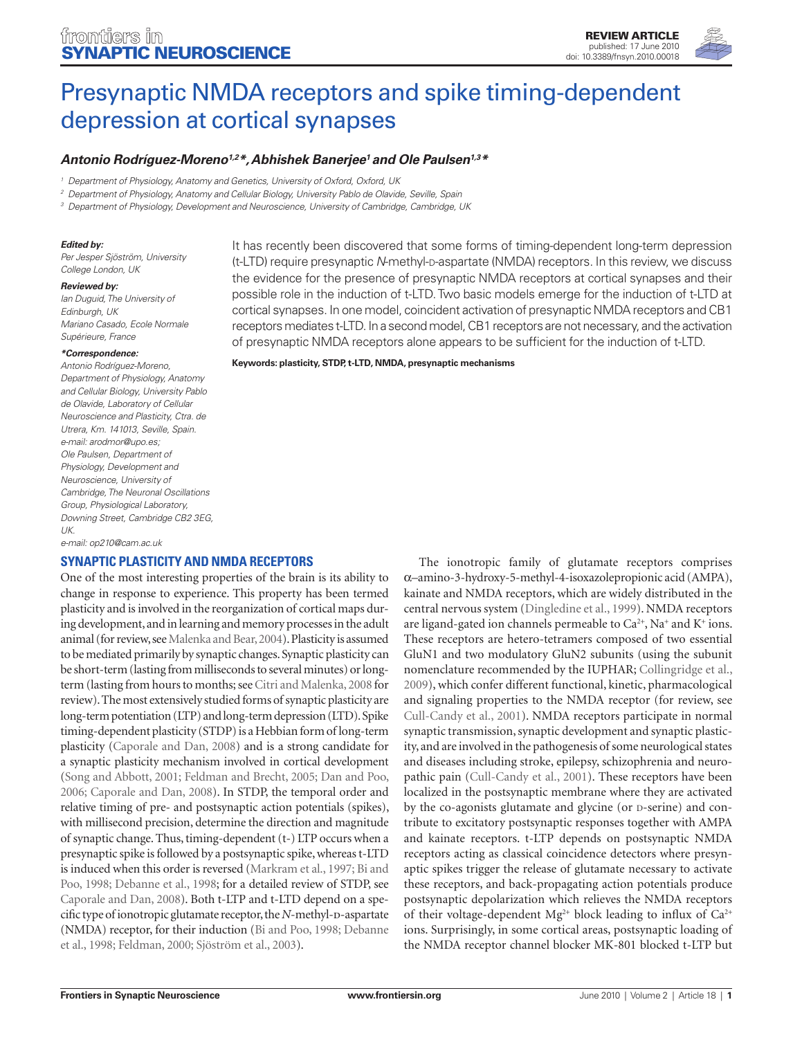# Presynaptic NMDA receptors and spike timing-dependent depression at cortical synapses

***Antonio Rodríguez-Moreno[1,2]\*, Abhishek Banerjee[1] and Ole Paulsen[1,3]\****

[1] Department of Physiology, Anatomy and Genetics, University of Oxford, Oxford, UK

[2] Department of Physiology, Anatomy and Cellular Biology, University Pablo de Olavide, Seville, Spain

[3] Department of Physiology, Development and Neuroscience, University of Cambridge, Cambridge, UK

***Edited by:***
*Per Jesper Sjöström, University College London, UK*

***Reviewed by:***
*Ian Duguid, The University of Edinburgh, UK*
*Mariano Casado, Ecole Normale Supérieure, France*

***\*Correspondence:***
*Antonio Rodríguez-Moreno, Department of Physiology, Anatomy and Cellular Biology, University Pablo de Olavide, Laboratory of Cellular Neuroscience and Plasticity, Ctra. de Utrera, Km. 141013, Seville, Spain. e-mail: arodmor@upo.es;*
*Ole Paulsen, Department of Physiology, Development and Neuroscience, University of Cambridge, The Neuronal Oscillations Group, Physiological Laboratory, Downing Street, Cambridge CB2 3EG, UK.*
*e-mail: op210@cam.ac.uk*

It has recently been discovered that some forms of timing-dependent long-term depression (t-LTD) require presynaptic *N*-methyl-D-aspartate (NMDA) receptors. In this review, we discuss the evidence for the presence of presynaptic NMDA receptors at cortical synapses and their possible role in the induction of t-LTD. Two basic models emerge for the induction of t-LTD at cortical synapses. In one model, coincident activation of presynaptic NMDA receptors and CB1 receptors mediates t-LTD. In a second model, CB1 receptors are not necessary, and the activation of presynaptic NMDA receptors alone appears to be sufficient for the induction of t-LTD.

**Keywords: plasticity, STDP, t-LTD, NMDA, presynaptic mechanisms**

## SYNAPTIC PLASTICITY AND NMDA RECEPTORS

One of the most interesting properties of the brain is its ability to change in response to experience. This property has been termed plasticity and is involved in the reorganization of cortical maps during development, and in learning and memory processes in the adult animal (for review, see Malenka and Bear, 2004). Plasticity is assumed to be mediated primarily by synaptic changes. Synaptic plasticity can be short-term (lasting from milliseconds to several minutes) or long-term (lasting from hours to months; see Citri and Malenka, 2008 for review). The most extensively studied forms of synaptic plasticity are long-term potentiation (LTP) and long-term depression (LTD). Spike timing-dependent plasticity (STDP) is a Hebbian form of long-term plasticity (Caporale and Dan, 2008) and is a strong candidate for a synaptic plasticity mechanism involved in cortical development (Song and Abbott, 2001; Feldman and Brecht, 2005; Dan and Poo, 2006; Caporale and Dan, 2008). In STDP, the temporal order and relative timing of pre- and postsynaptic action potentials (spikes), with millisecond precision, determine the direction and magnitude of synaptic change. Thus, timing-dependent (t-) LTP occurs when a presynaptic spike is followed by a postsynaptic spike, whereas t-LTD is induced when this order is reversed (Markram et al., 1997; Bi and Poo, 1998; Debanne et al., 1998; for a detailed review of STDP, see Caporale and Dan, 2008). Both t-LTP and t-LTD depend on a specific type of ionotropic glutamate receptor, the *N*-methyl-D-aspartate (NMDA) receptor, for their induction (Bi and Poo, 1998; Debanne et al., 1998; Feldman, 2000; Sjöström et al., 2003).

The ionotropic family of glutamate receptors comprises α–amino-3-hydroxy-5-methyl-4-isoxazolepropionic acid (AMPA), kainate and NMDA receptors, which are widely distributed in the central nervous system (Dingledine et al., 1999). NMDA receptors are ligand-gated ion channels permeable to $Ca^{2+}$, $Na^{+}$ and $K^{+}$ ions. These receptors are hetero-tetramers composed of two essential GluN1 and two modulatory GluN2 subunits (using the subunit nomenclature recommended by the IUPHAR; Collingridge et al., 2009), which confer different functional, kinetic, pharmacological and signaling properties to the NMDA receptor (for review, see Cull-Candy et al., 2001). NMDA receptors participate in normal synaptic transmission, synaptic development and synaptic plasticity, and are involved in the pathogenesis of some neurological states and diseases including stroke, epilepsy, schizophrenia and neuropathic pain (Cull-Candy et al., 2001). These receptors have been localized in the postsynaptic membrane where they are activated by the co-agonists glutamate and glycine (or D-serine) and contribute to excitatory postsynaptic responses together with AMPA and kainate receptors. t-LTP depends on postsynaptic NMDA receptors acting as classical coincidence detectors where presynaptic spikes trigger the release of glutamate necessary to activate these receptors, and back-propagating action potentials produce postsynaptic depolarization which relieves the NMDA receptors of their voltage-dependent $Mg^{2+}$ block leading to influx of $Ca^{2+}$ ions. Surprisingly, in some cortical areas, postsynaptic loading of the NMDA receptor channel blocker MK-801 blocked t-LTP but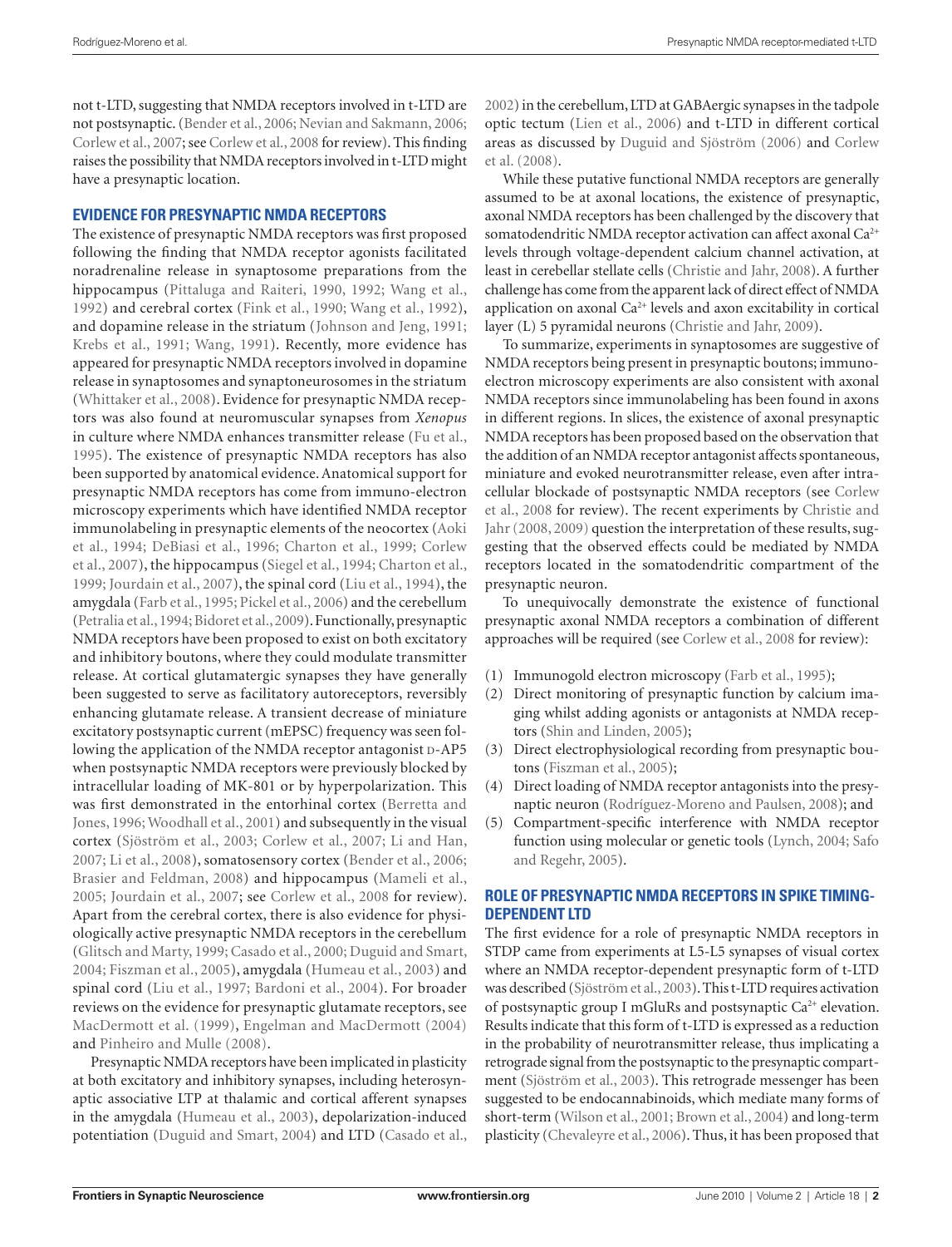not t-LTD, suggesting that NMDA receptors involved in t-LTD are not postsynaptic. (Bender et al., 2006; Nevian and Sakmann, 2006; Corlew et al., 2007; see Corlew et al., 2008 for review). This finding raises the possibility that NMDA receptors involved in t-LTD might have a presynaptic location.

## EVIDENCE FOR PRESYNAPTIC NMDA RECEPTORS

The existence of presynaptic NMDA receptors was first proposed following the finding that NMDA receptor agonists facilitated noradrenaline release in synaptosome preparations from the hippocampus (Pittaluga and Raiteri, 1990, 1992; Wang et al., 1992) and cerebral cortex (Fink et al., 1990; Wang et al., 1992), and dopamine release in the striatum (Johnson and Jeng, 1991; Krebs et al., 1991; Wang, 1991). Recently, more evidence has appeared for presynaptic NMDA receptors involved in dopamine release in synaptosomes and synaptoneurosomes in the striatum (Whittaker et al., 2008). Evidence for presynaptic NMDA receptors was also found at neuromuscular synapses from *Xenopus* in culture where NMDA enhances transmitter release (Fu et al., 1995). The existence of presynaptic NMDA receptors has also been supported by anatomical evidence. Anatomical support for presynaptic NMDA receptors has come from immuno-electron microscopy experiments which have identified NMDA receptor immunolabeling in presynaptic elements of the neocortex (Aoki et al., 1994; DeBiasi et al., 1996; Charton et al., 1999; Corlew et al., 2007), the hippocampus (Siegel et al., 1994; Charton et al., 1999; Jourdain et al., 2007), the spinal cord (Liu et al., 1994), the amygdala (Farb et al., 1995; Pickel et al., 2006) and the cerebellum (Petralia et al., 1994; Bidoret et al., 2009). Functionally, presynaptic NMDA receptors have been proposed to exist on both excitatory and inhibitory boutons, where they could modulate transmitter release. At cortical glutamatergic synapses they have generally been suggested to serve as facilitatory autoreceptors, reversibly enhancing glutamate release. A transient decrease of miniature excitatory postsynaptic current (mEPSC) frequency was seen following the application of the NMDA receptor antagonist D-AP5 when postsynaptic NMDA receptors were previously blocked by intracellular loading of MK-801 or by hyperpolarization. This was first demonstrated in the entorhinal cortex (Berretta and Jones, 1996; Woodhall et al., 2001) and subsequently in the visual cortex (Sjöström et al., 2003; Corlew et al., 2007; Li and Han, 2007; Li et al., 2008), somatosensory cortex (Bender et al., 2006; Brasier and Feldman, 2008) and hippocampus (Mameli et al., 2005; Jourdain et al., 2007; see Corlew et al., 2008 for review). Apart from the cerebral cortex, there is also evidence for physiologically active presynaptic NMDA receptors in the cerebellum (Glitsch and Marty, 1999; Casado et al., 2000; Duguid and Smart, 2004; Fiszman et al., 2005), amygdala (Humeau et al., 2003) and spinal cord (Liu et al., 1997; Bardoni et al., 2004). For broader reviews on the evidence for presynaptic glutamate receptors, see MacDermott et al. (1999), Engelman and MacDermott (2004) and Pinheiro and Mulle (2008).

Presynaptic NMDA receptors have been implicated in plasticity at both excitatory and inhibitory synapses, including heterosynaptic associative LTP at thalamic and cortical afferent synapses in the amygdala (Humeau et al., 2003), depolarization-induced potentiation (Duguid and Smart, 2004) and LTD (Casado et al., 2002) in the cerebellum, LTD at GABAergic synapses in the tadpole optic tectum (Lien et al., 2006) and t-LTD in different cortical areas as discussed by Duguid and Sjöström (2006) and Corlew et al. (2008).

While these putative functional NMDA receptors are generally assumed to be at axonal locations, the existence of presynaptic, axonal NMDA receptors has been challenged by the discovery that somatodendritic NMDA receptor activation can affect axonal $Ca^{2+}$ levels through voltage-dependent calcium channel activation, at least in cerebellar stellate cells (Christie and Jahr, 2008). A further challenge has come from the apparent lack of direct effect of NMDA application on axonal $Ca^{2+}$ levels and axon excitability in cortical layer (L) 5 pyramidal neurons (Christie and Jahr, 2009).

To summarize, experiments in synaptosomes are suggestive of NMDA receptors being present in presynaptic boutons; immuno-electron microscopy experiments are also consistent with axonal NMDA receptors since immunolabeling has been found in axons in different regions. In slices, the existence of axonal presynaptic NMDA receptors has been proposed based on the observation that the addition of an NMDA receptor antagonist affects spontaneous, miniature and evoked neurotransmitter release, even after intracellular blockade of postsynaptic NMDA receptors (see Corlew et al., 2008 for review). The recent experiments by Christie and Jahr (2008, 2009) question the interpretation of these results, suggesting that the observed effects could be mediated by NMDA receptors located in the somatodendritic compartment of the presynaptic neuron.

To unequivocally demonstrate the existence of functional presynaptic axonal NMDA receptors a combination of different approaches will be required (see Corlew et al., 2008 for review):

1. Immunogold electron microscopy (Farb et al., 1995);
2. Direct monitoring of presynaptic function by calcium imaging whilst adding agonists or antagonists at NMDA receptors (Shin and Linden, 2005);
3. Direct electrophysiological recording from presynaptic boutons (Fiszman et al., 2005);
4. Direct loading of NMDA receptor antagonists into the presynaptic neuron (Rodríguez-Moreno and Paulsen, 2008); and
5. Compartment-specific interference with NMDA receptor function using molecular or genetic tools (Lynch, 2004; Safo and Regehr, 2005).

## ROLE OF PRESYNAPTIC NMDA RECEPTORS IN SPIKE TIMING-DEPENDENT LTD

The first evidence for a role of presynaptic NMDA receptors in STDP came from experiments at L5-L5 synapses of visual cortex where an NMDA receptor-dependent presynaptic form of t-LTD was described (Sjöström et al., 2003). This t-LTD requires activation of postsynaptic group I mGluRs and postsynaptic $Ca^{2+}$ elevation. Results indicate that this form of t-LTD is expressed as a reduction in the probability of neurotransmitter release, thus implicating a retrograde signal from the postsynaptic to the presynaptic compartment (Sjöström et al., 2003). This retrograde messenger has been suggested to be endocannabinoids, which mediate many forms of short-term (Wilson et al., 2001; Brown et al., 2004) and long-term plasticity (Chevaleyre et al., 2006). Thus, it has been proposed that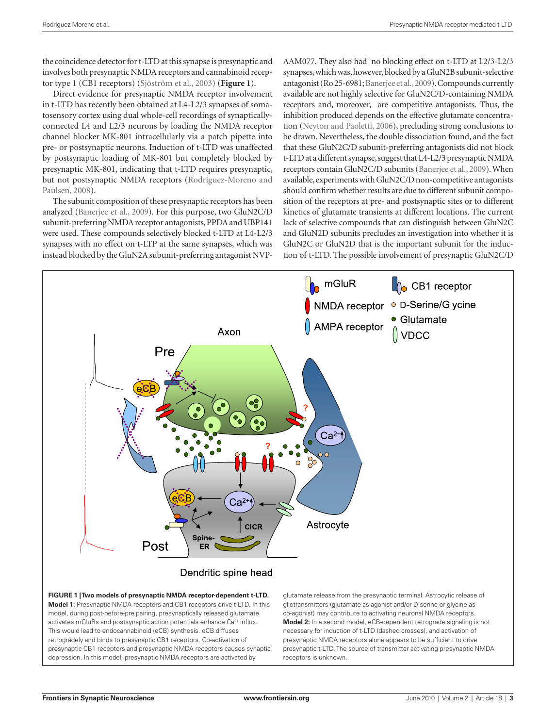the coincidence detector for t-LTD at this synapse is presynaptic and involves both presynaptic NMDA receptors and cannabinoid receptor type 1 (CB1 receptors) (Sjöström et al., 2003) (**Figure 1**).

Direct evidence for presynaptic NMDA receptor involvement in t-LTD has recently been obtained at L4-L2/3 synapses of somatosensory cortex using dual whole-cell recordings of synaptically-connected L4 and L2/3 neurons by loading the NMDA receptor channel blocker MK-801 intracellularly via a patch pipette into pre- or postsynaptic neurons. Induction of t-LTD was unaffected by postsynaptic loading of MK-801 but completely blocked by presynaptic MK-801, indicating that t-LTD requires presynaptic, but not postsynaptic NMDA receptors (Rodríguez-Moreno and Paulsen, 2008).

The subunit composition of these presynaptic receptors has been analyzed (Banerjee et al., 2009). For this purpose, two GluN2C/D subunit-preferring NMDA receptor antagonists, PPDA and UBP141 were used. These compounds selectively blocked t-LTD at L4-L2/3 synapses with no effect on t-LTP at the same synapses, which was instead blocked by the GluN2A subunit-preferring antagonist NVP-AAM077. They also had no blocking effect on t-LTD at L2/3-L2/3 synapses, which was, however, blocked by a GluN2B subunit-selective antagonist (Ro 25-6981; Banerjee et al., 2009). Compounds currently available are not highly selective for GluN2C/D-containing NMDA receptors and, moreover, are competitive antagonists. Thus, the inhibition produced depends on the effective glutamate concentration (Neyton and Paoletti, 2006), precluding strong conclusions to be drawn. Nevertheless, the double dissociation found, and the fact that these GluN2C/D subunit-preferring antagonists did not block t-LTD at a different synapse, suggest that L4-L2/3 presynaptic NMDA receptors contain GluN2C/D subunits (Banerjee et al., 2009). When available, experiments with GluN2C/D non-competitive antagonists should confirm whether results are due to different subunit composition of the receptors at pre- and postsynaptic sites or to different kinetics of glutamate transients at different locations. The current lack of selective compounds that can distinguish between GluN2C and GluN2D subunits precludes an investigation into whether it is GluN2C or GluN2D that is the important subunit for the induction of t-LTD. The possible involvement of presynaptic GluN2C/D

**FIGURE 1 | Two models of presynaptic NMDA receptor-dependent t-LTD.** **Model 1:** Presynaptic NMDA receptors and CB1 receptors drive t-LTD. In this model, during post-before-pre pairing, presynaptically released glutamate activates mGluRs and postsynaptic action potentials enhance $Ca^{2+}$ influx. This would lead to endocannabinoid (eCB) synthesis. eCB diffuses retrogradely and binds to presynaptic CB1 receptors. Co-activation of presynaptic CB1 receptors and presynaptic NMDA receptors causes synaptic depression. In this model, presynaptic NMDA receptors are activated by glutamate release from the presynaptic terminal. Astrocytic release of gliotransmitters (glutamate as agonist and/or D-serine or glycine as co-agonist) may contribute to activating neuronal NMDA receptors. **Model 2:** In a second model, eCB-dependent retrograde signaling is not necessary for induction of t-LTD (dashed crosses), and activation of presynaptic NMDA receptors alone appears to be sufficient to drive presynaptic t-LTD. The source of transmitter activating presynaptic NMDA receptors is unknown.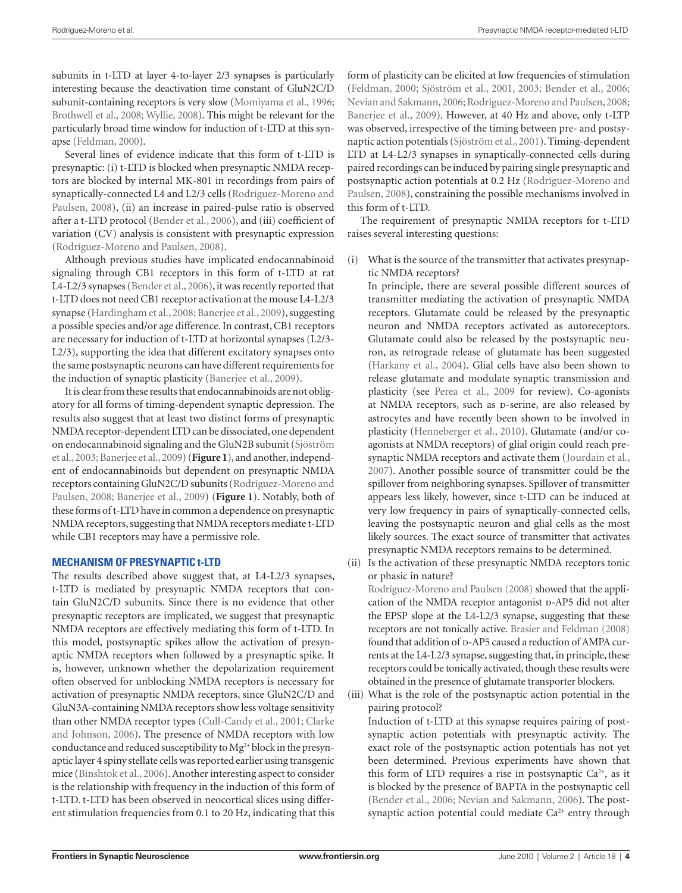subunits in t-LTD at layer 4-to-layer 2/3 synapses is particularly interesting because the deactivation time constant of GluN2C/D subunit-containing receptors is very slow (Momiyama et al., 1996; Brothwell et al., 2008; Wyllie, 2008). This might be relevant for the particularly broad time window for induction of t-LTD at this synapse (Feldman, 2000).

Several lines of evidence indicate that this form of t-LTD is presynaptic: (i) t-LTD is blocked when presynaptic NMDA receptors are blocked by internal MK-801 in recordings from pairs of synaptically-connected L4 and L2/3 cells (Rodríguez-Moreno and Paulsen, 2008), (ii) an increase in paired-pulse ratio is observed after a t-LTD protocol (Bender et al., 2006), and (iii) coefficient of variation (CV) analysis is consistent with presynaptic expression (Rodríguez-Moreno and Paulsen, 2008).

Although previous studies have implicated endocannabinoid signaling through CB1 receptors in this form of t-LTD at rat L4-L2/3 synapses (Bender et al., 2006), it was recently reported that t-LTD does not need CB1 receptor activation at the mouse L4-L2/3 synapse (Hardingham et al., 2008; Banerjee et al., 2009), suggesting a possible species and/or age difference. In contrast, CB1 receptors are necessary for induction of t-LTD at horizontal synapses (L2/3-L2/3), supporting the idea that different excitatory synapses onto the same postsynaptic neurons can have different requirements for the induction of synaptic plasticity (Banerjee et al., 2009).

It is clear from these results that endocannabinoids are not obligatory for all forms of timing-dependent synaptic depression. The results also suggest that at least two distinct forms of presynaptic NMDA receptor-dependent LTD can be dissociated, one dependent on endocannabinoid signaling and the GluN2B subunit (Sjöström et al., 2003; Banerjee et al., 2009) (**Figure 1**), and another, independent of endocannabinoids but dependent on presynaptic NMDA receptors containing GluN2C/D subunits (Rodríguez-Moreno and Paulsen, 2008; Banerjee et al., 2009) (**Figure 1**). Notably, both of these forms of t-LTD have in common a dependence on presynaptic NMDA receptors, suggesting that NMDA receptors mediate t-LTD while CB1 receptors may have a permissive role.

## MECHANISM OF PRESYNAPTIC t-LTD

The results described above suggest that, at L4-L2/3 synapses, t-LTD is mediated by presynaptic NMDA receptors that contain GluN2C/D subunits. Since there is no evidence that other presynaptic receptors are implicated, we suggest that presynaptic NMDA receptors are effectively mediating this form of t-LTD. In this model, postsynaptic spikes allow the activation of presynaptic NMDA receptors when followed by a presynaptic spike. It is, however, unknown whether the depolarization requirement often observed for unblocking NMDA receptors is necessary for activation of presynaptic NMDA receptors, since GluN2C/D and GluN3A-containing NMDA receptors show less voltage sensitivity than other NMDA receptor types (Cull-Candy et al., 2001; Clarke and Johnson, 2006). The presence of NMDA receptors with low conductance and reduced susceptibility to $Mg^{2+}$ block in the presynaptic layer 4 spiny stellate cells was reported earlier using transgenic mice (Binshtok et al., 2006). Another interesting aspect to consider is the relationship with frequency in the induction of this form of t-LTD. t-LTD has been observed in neocortical slices using different stimulation frequencies from 0.1 to 20 Hz, indicating that this form of plasticity can be elicited at low frequencies of stimulation (Feldman, 2000; Sjöström et al., 2001, 2003; Bender et al., 2006; Nevian and Sakmann, 2006; Rodríguez-Moreno and Paulsen, 2008; Banerjee et al., 2009). However, at 40 Hz and above, only t-LTP was observed, irrespective of the timing between pre- and postsynaptic action potentials (Sjöström et al., 2001). Timing-dependent LTD at L4-L2/3 synapses in synaptically-connected cells during paired recordings can be induced by pairing single presynaptic and postsynaptic action potentials at 0.2 Hz (Rodríguez-Moreno and Paulsen, 2008), constraining the possible mechanisms involved in this form of t-LTD.

The requirement of presynaptic NMDA receptors for t-LTD raises several interesting questions:

(i) What is the source of the transmitter that activates presynaptic NMDA receptors?
In principle, there are several possible different sources of transmitter mediating the activation of presynaptic NMDA receptors. Glutamate could be released by the presynaptic neuron and NMDA receptors activated as autoreceptors. Glutamate could also be released by the postsynaptic neuron, as retrograde release of glutamate has been suggested (Harkany et al., 2004). Glial cells have also been shown to release glutamate and modulate synaptic transmission and plasticity (see Perea et al., 2009 for review). Co-agonists at NMDA receptors, such as D-serine, are also released by astrocytes and have recently been shown to be involved in plasticity (Henneberger et al., 2010). Glutamate (and/or co-agonists at NMDA receptors) of glial origin could reach presynaptic NMDA receptors and activate them (Jourdain et al., 2007). Another possible source of transmitter could be the spillover from neighboring synapses. Spillover of transmitter appears less likely, however, since t-LTD can be induced at very low frequency in pairs of synaptically-connected cells, leaving the postsynaptic neuron and glial cells as the most likely sources. The exact source of transmitter that activates presynaptic NMDA receptors remains to be determined.

(ii) Is the activation of these presynaptic NMDA receptors tonic or phasic in nature?
Rodríguez-Moreno and Paulsen (2008) showed that the application of the NMDA receptor antagonist D-AP5 did not alter the EPSP slope at the L4-L2/3 synapse, suggesting that these receptors are not tonically active. Brasier and Feldman (2008) found that addition of D-AP5 caused a reduction of AMPA currents at the L4-L2/3 synapse, suggesting that, in principle, these receptors could be tonically activated, though these results were obtained in the presence of glutamate transporter blockers.

(iii) What is the role of the postsynaptic action potential in the pairing protocol?
Induction of t-LTD at this synapse requires pairing of postsynaptic action potentials with presynaptic activity. The exact role of the postsynaptic action potentials has not yet been determined. Previous experiments have shown that this form of LTD requires a rise in postsynaptic $Ca^{2+}$, as it is blocked by the presence of BAPTA in the postsynaptic cell (Bender et al., 2006; Nevian and Sakmann, 2006). The postsynaptic action potential could mediate $Ca^{2+}$ entry through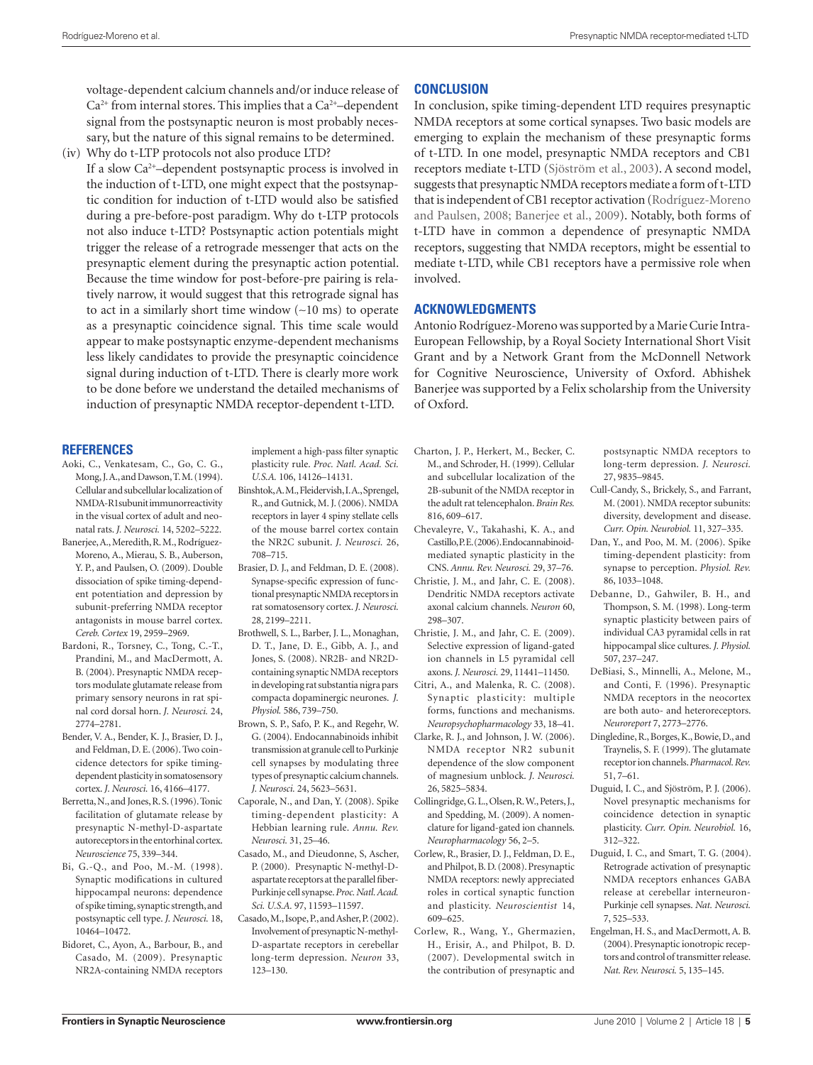voltage-dependent calcium channels and/or induce release of $Ca^{2+}$ from internal stores. This implies that a $Ca^{2+}$–dependent signal from the postsynaptic neuron is most probably necessary, but the nature of this signal remains to be determined.

(iv) Why do t-LTP protocols not also produce LTD?
If a slow $Ca^{2+}$–dependent postsynaptic process is involved in the induction of t-LTD, one might expect that the postsynaptic condition for induction of t-LTD would also be satisfied during a pre-before-post paradigm. Why do t-LTP protocols not also induce t-LTD? Postsynaptic action potentials might trigger the release of a retrograde messenger that acts on the presynaptic element during the presynaptic action potential. Because the time window for post-before-pre pairing is relatively narrow, it would suggest that this retrograde signal has to act in a similarly short time window (~10 ms) to operate as a presynaptic coincidence signal. This time scale would appear to make postsynaptic enzyme-dependent mechanisms less likely candidates to provide the presynaptic coincidence signal during induction of t-LTD. There is clearly more work to be done before we understand the detailed mechanisms of induction of presynaptic NMDA receptor-dependent t-LTD.

## CONCLUSION

In conclusion, spike timing-dependent LTD requires presynaptic NMDA receptors at some cortical synapses. Two basic models are emerging to explain the mechanism of these presynaptic forms of t-LTD. In one model, presynaptic NMDA receptors and CB1 receptors mediate t-LTD (Sjöström et al., 2003). A second model, suggests that presynaptic NMDA receptors mediate a form of t-LTD that is independent of CB1 receptor activation (Rodríguez-Moreno and Paulsen, 2008; Banerjee et al., 2009). Notably, both forms of t-LTD have in common a dependence of presynaptic NMDA receptors, suggesting that NMDA receptors, might be essential to mediate t-LTD, while CB1 receptors have a permissive role when involved.

## ACKNOWLEDGMENTS

Antonio Rodríguez-Moreno was supported by a Marie Curie Intra-European Fellowship, by a Royal Society International Short Visit Grant and by a Network Grant from the McDonnell Network for Cognitive Neuroscience, University of Oxford. Abhishek Banerjee was supported by a Felix scholarship from the University of Oxford.

## REFERENCES

Aoki, C., Venkatesam, C., Go, C. G., Mong, J. A., and Dawson, T. M. (1994). Cellular and subcellular localization of NMDA-R1subunit immunorreactivity in the visual cortex of adult and neonatal rats. *J. Neurosci.* 14, 5202–5222.

Banerjee, A., Meredith, R. M., Rodríguez-Moreno, A., Mierau, S. B., Auberson, Y. P., and Paulsen, O. (2009). Double dissociation of spike timing-dependent potentiation and depression by subunit-preferring NMDA receptor antagonists in mouse barrel cortex. *Cereb. Cortex* 19, 2959–2969.

Bardoni, R., Torsney, C., Tong, C.-T., Prandini, M., and MacDermott, A. B. (2004). Presynaptic NMDA receptors modulate glutamate release from primary sensory neurons in rat spinal cord dorsal horn. *J. Neurosci.* 24, 2774–2781.

Bender, V. A., Bender, K. J., Brasier, D. J., and Feldman, D. E. (2006). Two coincidence detectors for spike timing-dependent plasticity in somatosensory cortex. *J. Neurosci.* 16, 4166–4177.

Berretta, N., and Jones, R. S. (1996). Tonic facilitation of glutamate release by presynaptic N-methyl-D-aspartate autoreceptors in the entorhinal cortex. *Neuroscience* 75, 339–344.

Bi, G.-Q., and Poo, M.-M. (1998). Synaptic modifications in cultured hippocampal neurons: dependence of spike timing, synaptic strength, and postsynaptic cell type. *J. Neurosci.* 18, 10464–10472.

Bidoret, C., Ayon, A., Barbour, B., and Casado, M. (2009). Presynaptic NR2A-containing NMDA receptors implement a high-pass filter synaptic plasticity rule. *Proc. Natl. Acad. Sci. U.S.A.* 106, 14126–14131.

Binshtok, A. M., Fleidervish, I. A., Sprengel, R., and Gutnick, M. J. (2006). NMDA receptors in layer 4 spiny stellate cells of the mouse barrel cortex contain the NR2C subunit. *J. Neurosci.* 26, 708–715.

Brasier, D. J., and Feldman, D. E. (2008). Synapse-specific expression of functional presynaptic NMDA receptors in rat somatosensory cortex. *J. Neurosci.* 28, 2199–2211.

Brothwell, S. L., Barber, J. L., Monaghan, D. T., Jane, D. E., Gibb, A. J., and Jones, S. (2008). NR2B- and NR2D-containing synaptic NMDA receptors in developing rat substantia nigra pars compacta dopaminergic neurones. *J. Physiol.* 586, 739–750.

Brown, S. P., Safo, P. K., and Regehr, W. G. (2004). Endocannabinoids inhibit transmission at granule cell to Purkinje cell synapses by modulating three types of presynaptic calcium channels. *J. Neurosci.* 24, 5623–5631.

Caporale, N., and Dan, Y. (2008). Spike timing-dependent plasticity: A Hebbian learning rule. *Annu. Rev. Neurosci.* 31, 25–46.

Casado, M., and Dieudonne, S, Ascher, P. (2000). Presynaptic N-methyl-D-aspartate receptors at the parallel fiber-Purkinje cell synapse. *Proc. Natl. Acad. Sci. U.S.A.* 97, 11593–11597.

Casado, M., Isope, P., and Asher, P. (2002). Involvement of presynaptic N-methyl-D-aspartate receptors in cerebellar long-term depression. *Neuron* 33, 123–130.

Charton, J. P., Herkert, M., Becker, C. M., and Schroder, H. (1999). Cellular and subcellular localization of the 2B-subunit of the NMDA receptor in the adult rat telencephalon. *Brain Res.* 816, 609–617.

Chevaleyre, V., Takahashi, K. A., and Castillo, P. E. (2006). Endocannabinoid-mediated synaptic plasticity in the CNS. *Annu. Rev. Neurosci.* 29, 37–76.

Christie, J. M., and Jahr, C. E. (2008). Dendritic NMDA receptors activate axonal calcium channels. *Neuron* 60, 298–307.

Christie, J. M., and Jahr, C. E. (2009). Selective expression of ligand-gated ion channels in L5 pyramidal cell axons. *J. Neurosci.* 29, 11441–11450.

Citri, A., and Malenka, R. C. (2008). Synaptic plasticity: multiple forms, functions and mechanisms. *Neuropsychopharmacology* 33, 18–41.

Clarke, R. J., and Johnson, J. W. (2006). NMDA receptor NR2 subunit dependence of the slow component of magnesium unblock. *J. Neurosci.* 26, 5825–5834.

Collingridge, G. L., Olsen, R. W., Peters, J., and Spedding, M. (2009). A nomenclature for ligand-gated ion channels. *Neuropharmacology* 56, 2–5.

Corlew, R., Brasier, D. J., Feldman, D. E., and Philpot, B. D. (2008). Presynaptic NMDA receptors: newly appreciated roles in cortical synaptic function and plasticity. *Neuroscientist* 14, 609–625.

Corlew, R., Wang, Y., Ghermazien, H., Erisir, A., and Philpot, B. D. (2007). Developmental switch in the contribution of presynaptic and postsynaptic NMDA receptors to long-term depression. *J. Neurosci.* 27, 9835–9845.

Cull-Candy, S., Brickely, S., and Farrant, M. (2001). NMDA receptor subunits: diversity, development and disease. *Curr. Opin. Neurobiol.* 11, 327–335.

Dan, Y., and Poo, M. M. (2006). Spike timing-dependent plasticity: from synapse to perception. *Physiol. Rev.* 86, 1033–1048.

Debanne, D., Gahwiler, B. H., and Thompson, S. M. (1998). Long-term synaptic plasticity between pairs of individual CA3 pyramidal cells in rat hippocampal slice cultures. *J. Physiol.* 507, 237–247.

DeBiasi, S., Minnelli, A., Melone, M., and Conti, F. (1996). Presynaptic NMDA receptors in the neocortex are both auto- and heteroreceptors. *Neuroreport* 7, 2773–2776.

Dingledine, R., Borges, K., Bowie, D., and Traynelis, S. F. (1999). The glutamate receptor ion channels. *Pharmacol. Rev.* 51, 7–61.

Duguid, I. C., and Sjöström, P. J. (2006). Novel presynaptic mechanisms for coincidence detection in synaptic plasticity. *Curr. Opin. Neurobiol.* 16, 312–322.

Duguid, I. C., and Smart, T. G. (2004). Retrograde activation of presynaptic NMDA receptors enhances GABA release at cerebellar interneuron-Purkinje cell synapses. *Nat. Neurosci.* 7, 525–533.

Engelman, H. S., and MacDermott, A. B. (2004). Presynaptic ionotropic receptors and control of transmitter release. *Nat. Rev. Neurosci.* 5, 135–145.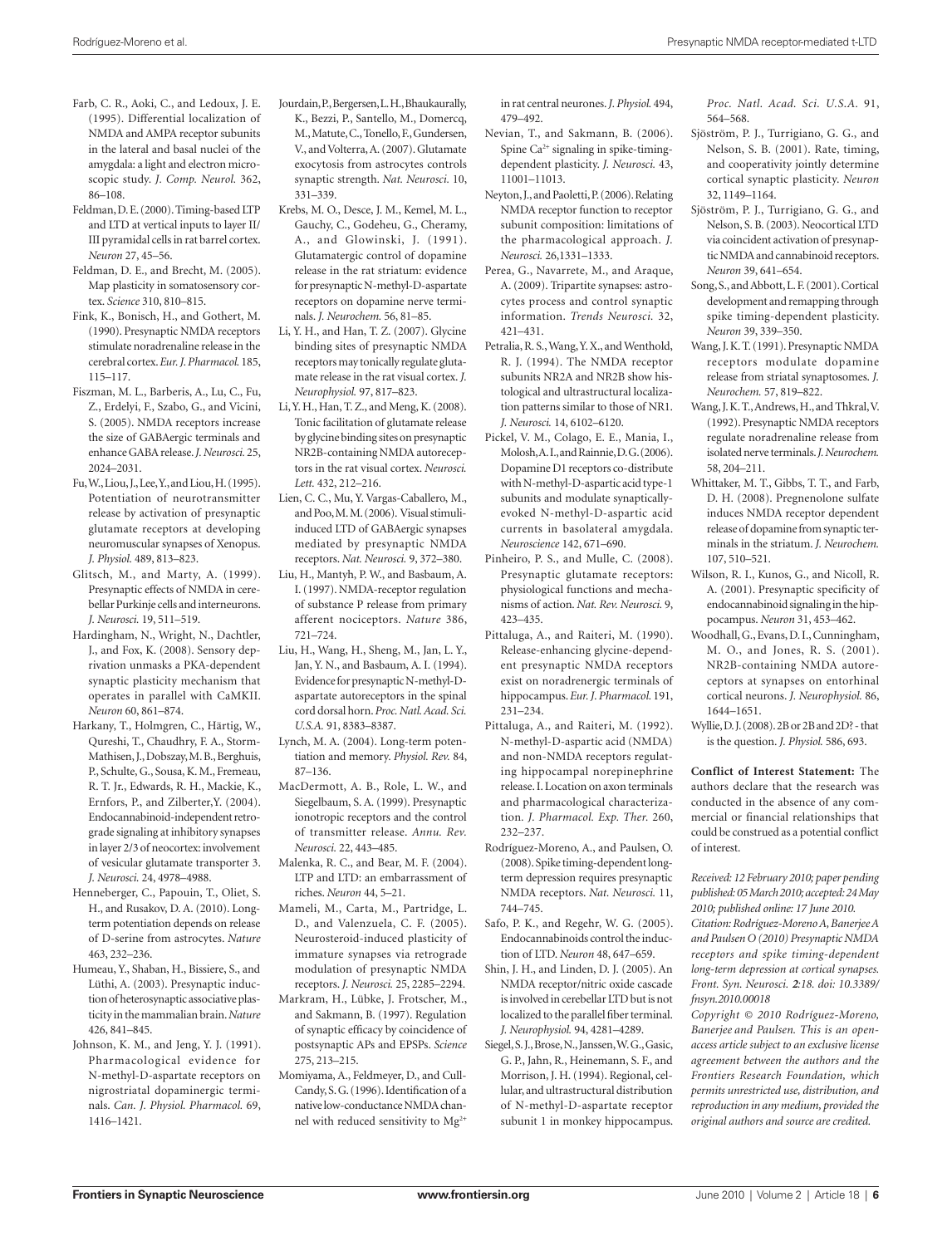Farb, C. R., Aoki, C., and Ledoux, J. E. (1995). Differential localization of NMDA and AMPA receptor subunits in the lateral and basal nuclei of the amygdala: a light and electron microscopic study. *J. Comp. Neurol.* 362, 86–108.

Feldman, D. E. (2000). Timing-based LTP and LTD at vertical inputs to layer II/III pyramidal cells in rat barrel cortex. *Neuron* 27, 45–56.

Feldman, D. E., and Brecht, M. (2005). Map plasticity in somatosensory cortex. *Science* 310, 810–815.

Fink, K., Bonisch, H., and Gothert, M. (1990). Presynaptic NMDA receptors stimulate noradrenaline release in the cerebral cortex. *Eur. J. Pharmacol.* 185, 115–117.

Fiszman, M. L., Barberis, A., Lu, C., Fu, Z., Erdelyi, F., Szabo, G., and Vicini, S. (2005). NMDA receptors increase the size of GABAergic terminals and enhance GABA release. *J. Neurosci.* 25, 2024–2031.

Fu, W., Liou, J., Lee, Y., and Liou, H. (1995). Potentiation of neurotransmitter release by activation of presynaptic glutamate receptors at developing neuromuscular synapses of Xenopus. *J. Physiol.* 489, 813–823.

Glitsch, M., and Marty, A. (1999). Presynaptic effects of NMDA in cerebellar Purkinje cells and interneurons. *J. Neurosci.* 19, 511–519.

Hardingham, N., Wright, N., Dachtler, J., and Fox, K. (2008). Sensory deprivation unmasks a PKA-dependent synaptic plasticity mechanism that operates in parallel with CaMKII. *Neuron* 60, 861–874.

Harkany, T., Holmgren, C., Härtig, W., Qureshi, T., Chaudhry, F. A., Storm-Mathisen, J., Dobszay, M. B., Berghuis, P., Schulte, G., Sousa, K. M., Fremeau, R. T. Jr., Edwards, R. H., Mackie, K., Ernfors, P., and Zilberter, Y. (2004). Endocannabinoid-independent retrograde signaling at inhibitory synapses in layer 2/3 of neocortex: involvement of vesicular glutamate transporter 3. *J. Neurosci.* 24, 4978–4988.

Henneberger, C., Papouin, T., Oliet, S. H., and Rusakov, D. A. (2010). Long-term potentiation depends on release of D-serine from astrocytes. *Nature* 463, 232–236.

Humeau, Y., Shaban, H., Bissiere, S., and Lüthi, A. (2003). Presynaptic induction of heterosynaptic associative plasticity in the mammalian brain. *Nature* 426, 841–845.

Johnson, K. M., and Jeng, Y. J. (1991). Pharmacological evidence for N-methyl-D-aspartate receptors on nigrostriatal dopaminergic terminals. *Can. J. Physiol. Pharmacol.* 69, 1416–1421.

Jourdain, P., Bergersen, L. H., Bhaukaurally, K., Bezzi, P., Santello, M., Domercq, M., Matute, C., Tonello, F., Gundersen, V., and Volterra, A. (2007). Glutamate exocytosis from astrocytes controls synaptic strength. *Nat. Neurosci.* 10, 331–339.

Krebs, M. O., Desce, J. M., Kemel, M. L., Gauchy, C., Godeheu, G., Cheramy, A., and Glowinski, J. (1991). Glutamatergic control of dopamine release in the rat striatum: evidence for presynaptic N-methyl-D-aspartate receptors on dopamine nerve terminals. *J. Neurochem.* 56, 81–85.

Li, Y. H., and Han, T. Z. (2007). Glycine binding sites of presynaptic NMDA receptors may tonically regulate glutamate release in the rat visual cortex. *J. Neurophysiol.* 97, 817–823.

Li, Y. H., Han, T. Z., and Meng, K. (2008). Tonic facilitation of glutamate release by glycine binding sites on presynaptic NR2B-containing NMDA autoreceptors in the rat visual cortex. *Neurosci. Lett.* 432, 212–216.

Lien, C. C., Mu, Y. Vargas-Caballero, M., and Poo, M. M. (2006). Visual stimuli-induced LTD of GABAergic synapses mediated by presynaptic NMDA receptors. *Nat. Neurosci.* 9, 372–380.

Liu, H., Mantyh, P. W., and Basbaum, A. I. (1997). NMDA-receptor regulation of substance P release from primary afferent nociceptors. *Nature* 386, 721–724.

Liu, H., Wang, H., Sheng, M., Jan, L. Y., Jan, Y. N., and Basbaum, A. I. (1994). Evidence for presynaptic N-methyl-D-aspartate autoreceptors in the spinal cord dorsal horn. *Proc. Natl. Acad. Sci. U.S.A.* 91, 8383–8387.

Lynch, M. A. (2004). Long-term potentiation and memory. *Physiol. Rev.* 84, 87–136.

MacDermott, A. B., Role, L. W., and Siegelbaum, S. A. (1999). Presynaptic ionotropic receptors and the control of transmitter release. *Annu. Rev. Neurosci.* 22, 443–485.

Malenka, R. C., and Bear, M. F. (2004). LTP and LTD: an embarrassment of riches. *Neuron* 44, 5–21.

Mameli, M., Carta, M., Partridge, L. D., and Valenzuela, C. F. (2005). Neurosteroid-induced plasticity of immature synapses via retrograde modulation of presynaptic NMDA receptors. *J. Neurosci.* 25, 2285–2294.

Markram, H., Lübke, J. Frotscher, M., and Sakmann, B. (1997). Regulation of synaptic efficacy by coincidence of postsynaptic APs and EPSPs. *Science* 275, 213–215.

Momiyama, A., Feldmeyer, D., and Cull-Candy, S. G. (1996). Identification of a native low-conductance NMDA channel with reduced sensitivity to $Mg^{2+}$ in rat central neurones. *J. Physiol.* 494, 479–492.

Nevian, T., and Sakmann, B. (2006). Spine $Ca^{2+}$ signaling in spike-timing-dependent plasticity. *J. Neurosci.* 43, 11001–11013.

Neyton, J., and Paoletti, P. (2006). Relating NMDA receptor function to receptor subunit composition: limitations of the pharmacological approach. *J. Neurosci.* 26,1331–1333.

Perea, G., Navarrete, M., and Araque, A. (2009). Tripartite synapses: astrocytes process and control synaptic information. *Trends Neurosci.* 32, 421–431.

Petralia, R. S., Wang, Y. X., and Wenthold, R. J. (1994). The NMDA receptor subunits NR2A and NR2B show histological and ultrastructural localization patterns similar to those of NR1. *J. Neurosci.* 14, 6102–6120.

Pickel, V. M., Colago, E. E., Mania, I., Molosh, A. I., and Rainnie, D. G. (2006). Dopamine D1 receptors co-distribute with N-methyl-D-aspartic acid type-1 subunits and modulate synaptically-evoked N-methyl-D-aspartate acid currents in basolateral amygdala. *Neuroscience* 142, 671–690.

Pinheiro, P. S., and Mulle, C. (2008). Presynaptic glutamate receptors: physiological functions and mechanisms of action. *Nat. Rev. Neurosci.* 9, 423–435.

Pittaluga, A., and Raiteri, M. (1990). Release-enhancing glycine-dependent presynaptic NMDA receptors exist on noradrenergic terminals of hippocampus. *Eur. J. Pharmacol.* 191, 231–234.

Pittaluga, A., and Raiteri, M. (1992). N-methyl-D-aspartic acid (NMDA) and non-NMDA receptors regulating hippocampal norepinephrine release. I. Location on axon terminals and pharmacological characterization. *J. Pharmacol. Exp. Ther.* 260, 232–237.

Rodríguez-Moreno, A., and Paulsen, O. (2008). Spike timing-dependent long-term depression requires presynaptic NMDA receptors. *Nat. Neurosci.* 11, 744–745.

Safo, P. K., and Regehr, W. G. (2005). Endocannabinoids control the induction of LTD. *Neuron* 48, 647–659.

Shin, J. H., and Linden, D. J. (2005). An NMDA receptor/nitric oxide cascade is involved in cerebellar LTD but is not localized to the parallel fiber terminal. *J. Neurophysiol.* 94, 4281–4289.

Siegel, S. J., Brose, N., Janssen, W. G., Gasic, G. P., Jahn, R., Heinemann, S. F., and Morrison, J. H. (1994). Regional, cellular, and ultrastructural distribution of N-methyl-D-aspartate receptor subunit 1 in monkey hippocampus. *Proc. Natl. Acad. Sci. U.S.A.* 91, 564–568.

Sjöström, P. J., Turrigiano, G. G., and Nelson, S. B. (2001). Rate, timing, and cooperativity jointly determine cortical synaptic plasticity. *Neuron* 32, 1149–1164.

Sjöström, P. J., Turrigiano, G. G., and Nelson, S. B. (2003). Neocortical LTD via coincident activation of presynaptic NMDA and cannabinoid receptors. *Neuron* 39, 641–654.

Song, S., and Abbott, L. F. (2001). Cortical development and remapping through spike timing-dependent plasticity. *Neuron* 39, 339–350.

Wang, J. K. T. (1991). Presynaptic NMDA receptors modulate dopamine release from striatal synaptosomes. *J. Neurochem.* 57, 819–822.

Wang, J. K. T., Andrews, H., and Thkral, V. (1992). Presynaptic NMDA receptors regulate noradrenaline release from isolated nerve terminals. *J. Neurochem.* 58, 204–211.

Whittaker, M. T., Gibbs, T. T., and Farb, D. H. (2008). Pregnenolone sulfate induces NMDA receptor dependent release of dopamine from synaptic terminals in the striatum. *J. Neurochem.* 107, 510–521.

Wilson, R. I., Kunos, G., and Nicoll, R. A. (2001). Presynaptic specificity of endocannabinoid signaling in the hippocampus. *Neuron* 31, 453–462.

Woodhall, G., Evans, D. I., Cunningham, M. O., and Jones, R. S. (2001). NR2B-containing NMDA autoreceptors at synapses on entorhinal cortical neurons. *J. Neurophysiol.* 86, 1644–1651.

Wyllie, D. J. (2008). 2B or 2B and 2D? - that is the question. *J. Physiol.* 586, 693.

**Conflict of Interest Statement:** The authors declare that the research was conducted in the absence of any commercial or financial relationships that could be construed as a potential conflict of interest.

*Received: 12 February 2010; paper pending published: 05 March 2010; accepted: 24 May 2010; published online: 17 June 2010.*

*Citation: Rodríguez-Moreno A, Banerjee A and Paulsen O (2010) Presynaptic NMDA receptors and spike timing-dependent long-term depression at cortical synapses. Front. Syn. Neurosci.* ***2****:18. doi: 10.3389/fnsyn.2010.00018*

*Copyright © 2010 Rodríguez-Moreno, Banerjee and Paulsen. This is an open-access article subject to an exclusive license agreement between the authors and the Frontiers Research Foundation, which permits unrestricted use, distribution, and reproduction in any medium, provided the original authors and source are credited.*